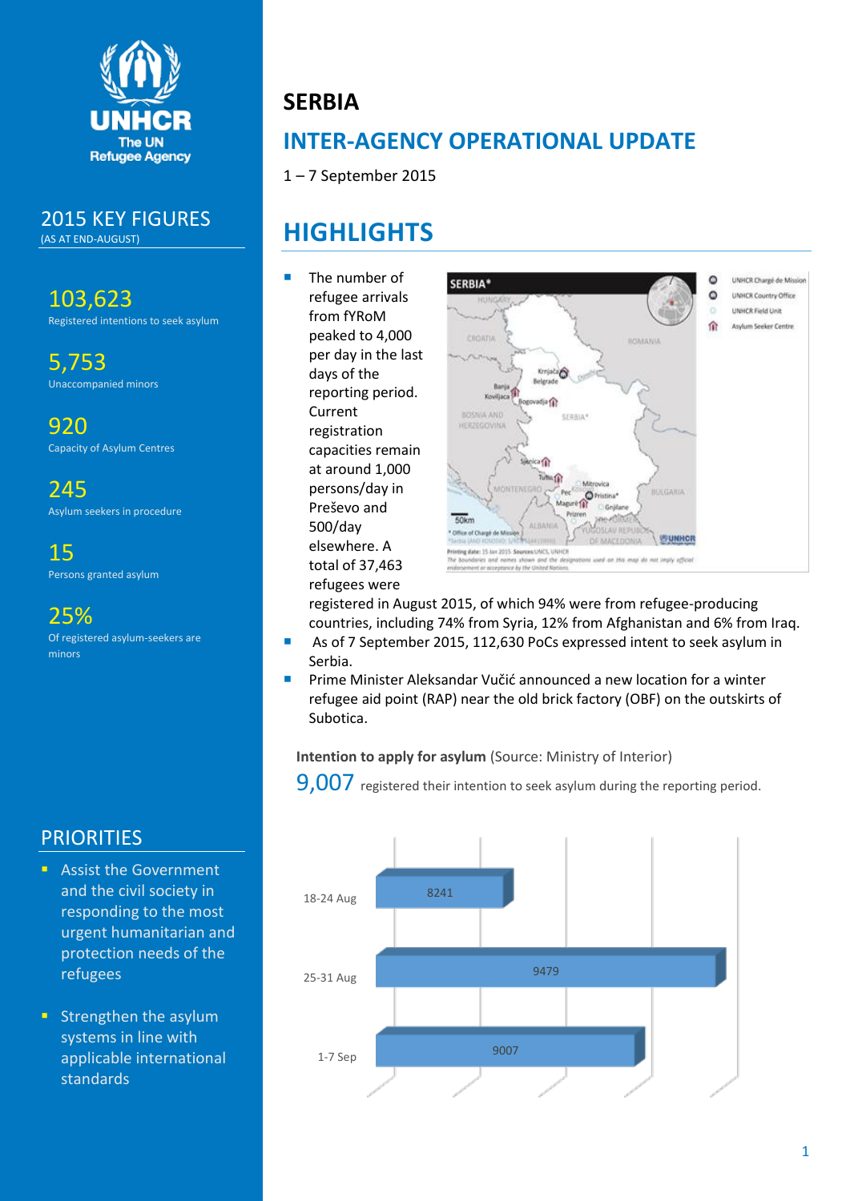# SERBIA

## INTER-AGENCY OPERATIONAL UPDATE

1 – 7 September 2015

## 2015 KEY FIGURES

(AS AT END-AUGUST)

**103,623**
Registered intentions to seek asylum

**5,753**
Unaccompanied minors

**920**
Capacity of Asylum Centres

**245**
Asylum seekers in procedure

**15**
Persons granted asylum

**25%**
Of registered asylum-seekers are minors

## PRIORITIES

- Assist the Government and the civil society in responding to the most urgent humanitarian and protection needs of the refugees
- Strengthen the asylum systems in line with applicable international standards

## HIGHLIGHTS

- The number of refugee arrivals from fYRoM peaked to 4,000 per day in the last days of the reporting period. Current registration capacities remain at around 1,000 persons/day in Preševo and 500/day elsewhere. A total of 37,463 refugees were registered in August 2015, of which 94% were from refugee-producing countries, including 74% from Syria, 12% from Afghanistan and 6% from Iraq.
- As of 7 September 2015, 112,630 PoCs expressed intent to seek asylum in Serbia.
- Prime Minister Aleksandar Vučić announced a new location for a winter refugee aid point (RAP) near the old brick factory (OBF) on the outskirts of Subotica.

**Intention to apply for asylum** (Source: Ministry of Interior)

**9,007** registered their intention to seek asylum during the reporting period.

| Period | Registered intentions |
|---|---|
| 18-24 Aug | 8241 |
| 25-31 Aug | 9479 |
| 1-7 Sep | 9007 |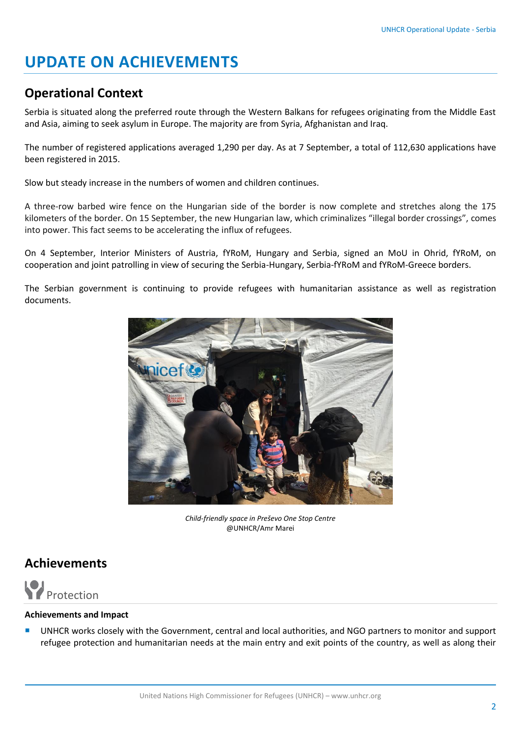# UPDATE ON ACHIEVEMENTS

## Operational Context

Serbia is situated along the preferred route through the Western Balkans for refugees originating from the Middle East and Asia, aiming to seek asylum in Europe. The majority are from Syria, Afghanistan and Iraq.

The number of registered applications averaged 1,290 per day. As at 7 September, a total of 112,630 applications have been registered in 2015.

Slow but steady increase in the numbers of women and children continues.

A three-row barbed wire fence on the Hungarian side of the border is now complete and stretches along the 175 kilometers of the border. On 15 September, the new Hungarian law, which criminalizes "illegal border crossings", comes into power. This fact seems to be accelerating the influx of refugees.

On 4 September, Interior Ministers of Austria, fYRoM, Hungary and Serbia, signed an MoU in Ohrid, fYRoM, on cooperation and joint patrolling in view of securing the Serbia-Hungary, Serbia-fYRoM and fYRoM-Greece borders.

The Serbian government is continuing to provide refugees with humanitarian assistance as well as registration documents.

*Child-friendly space in Preševo One Stop Centre*
@UNHCR/Amr Marei

## Achievements

### Protection

**Achievements and Impact**

- UNHCR works closely with the Government, central and local authorities, and NGO partners to monitor and support refugee protection and humanitarian needs at the main entry and exit points of the country, as well as along their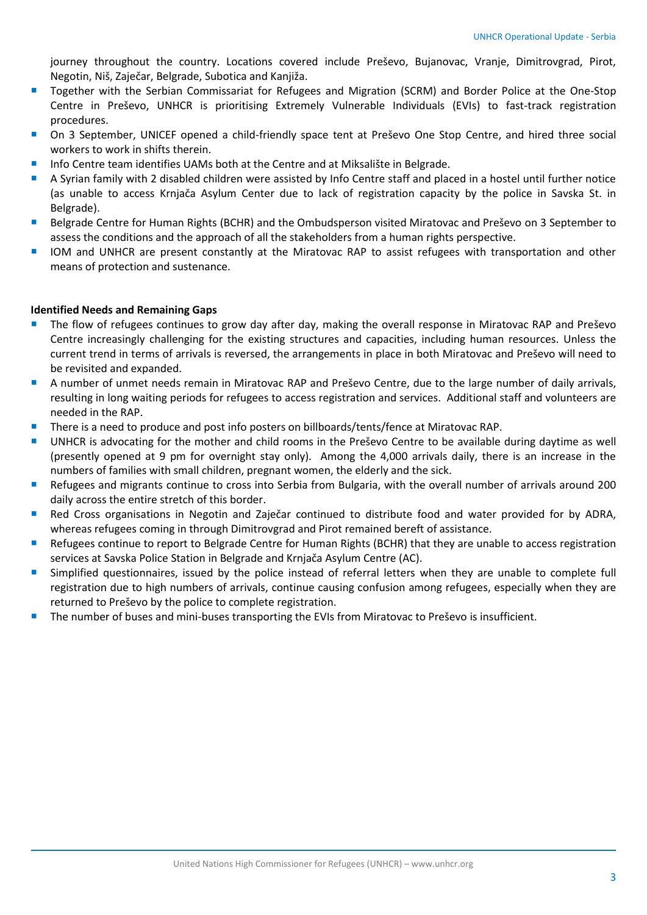journey throughout the country. Locations covered include Preševo, Bujanovac, Vranje, Dimitrovgrad, Pirot, Negotin, Niš, Zaječar, Belgrade, Subotica and Kanjiža.

- Together with the Serbian Commissariat for Refugees and Migration (SCRM) and Border Police at the One-Stop Centre in Preševo, UNHCR is prioritising Extremely Vulnerable Individuals (EVIs) to fast-track registration procedures.
- On 3 September, UNICEF opened a child-friendly space tent at Preševo One Stop Centre, and hired three social workers to work in shifts therein.
- Info Centre team identifies UAMs both at the Centre and at Miksalište in Belgrade.
- A Syrian family with 2 disabled children were assisted by Info Centre staff and placed in a hostel until further notice (as unable to access Krnjača Asylum Center due to lack of registration capacity by the police in Savska St. in Belgrade).
- Belgrade Centre for Human Rights (BCHR) and the Ombudsperson visited Miratovac and Preševo on 3 September to assess the conditions and the approach of all the stakeholders from a human rights perspective.
- IOM and UNHCR are present constantly at the Miratovac RAP to assist refugees with transportation and other means of protection and sustenance.

**Identified Needs and Remaining Gaps**

- The flow of refugees continues to grow day after day, making the overall response in Miratovac RAP and Preševo Centre increasingly challenging for the existing structures and capacities, including human resources. Unless the current trend in terms of arrivals is reversed, the arrangements in place in both Miratovac and Preševo will need to be revisited and expanded.
- A number of unmet needs remain in Miratovac RAP and Preševo Centre, due to the large number of daily arrivals, resulting in long waiting periods for refugees to access registration and services. Additional staff and volunteers are needed in the RAP.
- There is a need to produce and post info posters on billboards/tents/fence at Miratovac RAP.
- UNHCR is advocating for the mother and child rooms in the Preševo Centre to be available during daytime as well (presently opened at 9 pm for overnight stay only). Among the 4,000 arrivals daily, there is an increase in the numbers of families with small children, pregnant women, the elderly and the sick.
- Refugees and migrants continue to cross into Serbia from Bulgaria, with the overall number of arrivals around 200 daily across the entire stretch of this border.
- Red Cross organisations in Negotin and Zaječar continued to distribute food and water provided for by ADRA, whereas refugees coming in through Dimitrovgrad and Pirot remained bereft of assistance.
- Refugees continue to report to Belgrade Centre for Human Rights (BCHR) that they are unable to access registration services at Savska Police Station in Belgrade and Krnjača Asylum Centre (AC).
- Simplified questionnaires, issued by the police instead of referral letters when they are unable to complete full registration due to high numbers of arrivals, continue causing confusion among refugees, especially when they are returned to Preševo by the police to complete registration.
- The number of buses and mini-buses transporting the EVIs from Miratovac to Preševo is insufficient.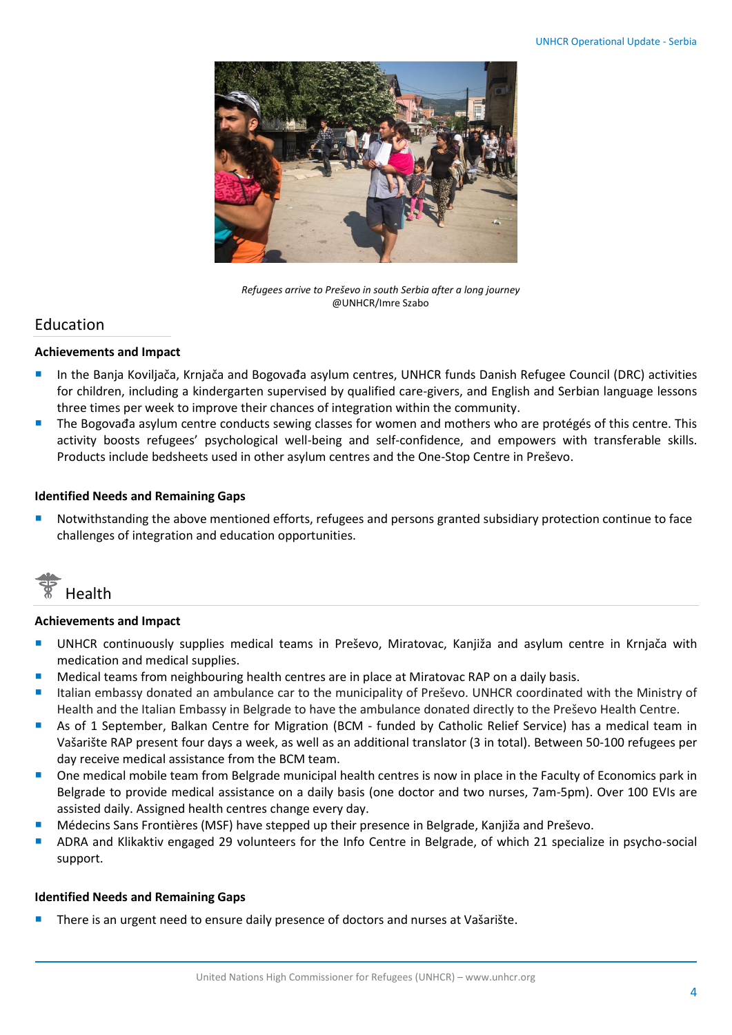*Refugees arrive to Preševo in south Serbia after a long journey*
@UNHCR/Imre Szabo

## Education

**Achievements and Impact**

- In the Banja Koviljača, Krnjača and Bogovađa asylum centres, UNHCR funds Danish Refugee Council (DRC) activities for children, including a kindergarten supervised by qualified care-givers, and English and Serbian language lessons three times per week to improve their chances of integration within the community.
- The Bogovađa asylum centre conducts sewing classes for women and mothers who are protégés of this centre. This activity boosts refugees' psychological well-being and self-confidence, and empowers with transferable skills. Products include bedsheets used in other asylum centres and the One-Stop Centre in Preševo.

**Identified Needs and Remaining Gaps**

- Notwithstanding the above mentioned efforts, refugees and persons granted subsidiary protection continue to face challenges of integration and education opportunities.

## Health

**Achievements and Impact**

- UNHCR continuously supplies medical teams in Preševo, Miratovac, Kanjiža and asylum centre in Krnjača with medication and medical supplies.
- Medical teams from neighbouring health centres are in place at Miratovac RAP on a daily basis.
- Italian embassy donated an ambulance car to the municipality of Preševo. UNHCR coordinated with the Ministry of Health and the Italian Embassy in Belgrade to have the ambulance donated directly to the Preševo Health Centre.
- As of 1 September, Balkan Centre for Migration (BCM - funded by Catholic Relief Service) has a medical team in Vašarište RAP present four days a week, as well as an additional translator (3 in total). Between 50-100 refugees per day receive medical assistance from the BCM team.
- One medical mobile team from Belgrade municipal health centres is now in place in the Faculty of Economics park in Belgrade to provide medical assistance on a daily basis (one doctor and two nurses, 7am-5pm). Over 100 EVIs are assisted daily. Assigned health centres change every day.
- Médecins Sans Frontières (MSF) have stepped up their presence in Belgrade, Kanjiža and Preševo.
- ADRA and Klikaktiv engaged 29 volunteers for the Info Centre in Belgrade, of which 21 specialize in psycho-social support.

**Identified Needs and Remaining Gaps**

- There is an urgent need to ensure daily presence of doctors and nurses at Vašarište.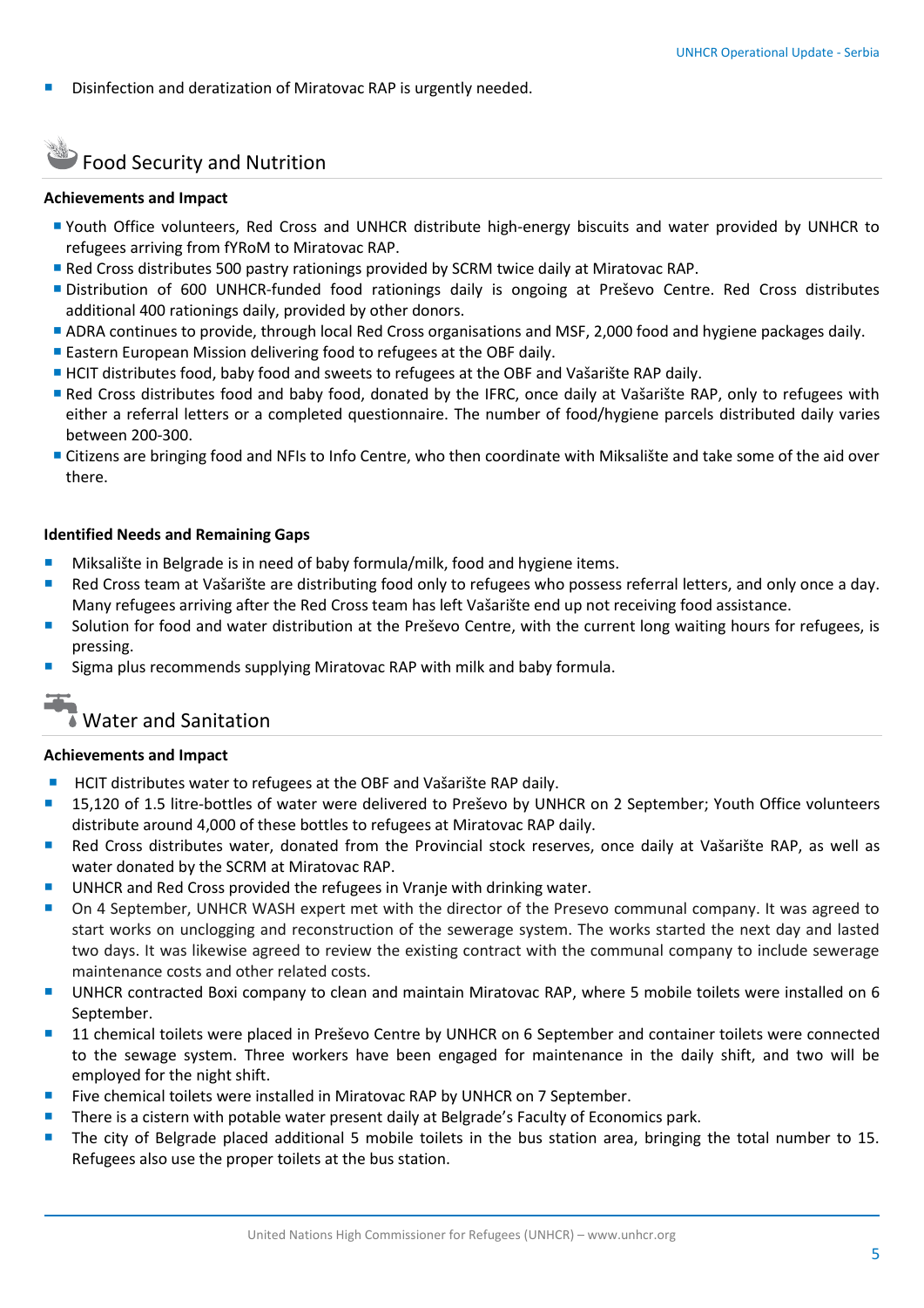- Disinfection and deratization of Miratovac RAP is urgently needed.

## Food Security and Nutrition

**Achievements and Impact**

- Youth Office volunteers, Red Cross and UNHCR distribute high-energy biscuits and water provided by UNHCR to refugees arriving from fYRoM to Miratovac RAP.
- Red Cross distributes 500 pastry rationings provided by SCRM twice daily at Miratovac RAP.
- Distribution of 600 UNHCR-funded food rationings daily is ongoing at Preševo Centre. Red Cross distributes additional 400 rationings daily, provided by other donors.
- ADRA continues to provide, through local Red Cross organisations and MSF, 2,000 food and hygiene packages daily.
- Eastern European Mission delivering food to refugees at the OBF daily.
- HCIT distributes food, baby food and sweets to refugees at the OBF and Vašarište RAP daily.
- Red Cross distributes food and baby food, donated by the IFRC, once daily at Vašarište RAP, only to refugees with either a referral letters or a completed questionnaire. The number of food/hygiene parcels distributed daily varies between 200-300.
- Citizens are bringing food and NFIs to Info Centre, who then coordinate with Miksalište and take some of the aid over there.

**Identified Needs and Remaining Gaps**

- Miksalište in Belgrade is in need of baby formula/milk, food and hygiene items.
- Red Cross team at Vašarište are distributing food only to refugees who possess referral letters, and only once a day. Many refugees arriving after the Red Cross team has left Vašarište end up not receiving food assistance.
- Solution for food and water distribution at the Preševo Centre, with the current long waiting hours for refugees, is pressing.
- Sigma plus recommends supplying Miratovac RAP with milk and baby formula.

## Water and Sanitation

**Achievements and Impact**

- HCIT distributes water to refugees at the OBF and Vašarište RAP daily.
- 15,120 of 1.5 litre-bottles of water were delivered to Preševo by UNHCR on 2 September; Youth Office volunteers distribute around 4,000 of these bottles to refugees at Miratovac RAP daily.
- Red Cross distributes water, donated from the Provincial stock reserves, once daily at Vašarište RAP, as well as water donated by the SCRM at Miratovac RAP.
- UNHCR and Red Cross provided the refugees in Vranje with drinking water.
- On 4 September, UNHCR WASH expert met with the director of the Presevo communal company. It was agreed to start works on unclogging and reconstruction of the sewerage system. The works started the next day and lasted two days. It was likewise agreed to review the existing contract with the communal company to include sewerage maintenance costs and other related costs.
- UNHCR contracted Boxi company to clean and maintain Miratovac RAP, where 5 mobile toilets were installed on 6 September.
- 11 chemical toilets were placed in Preševo Centre by UNHCR on 6 September and container toilets were connected to the sewage system. Three workers have been engaged for maintenance in the daily shift, and two will be employed for the night shift.
- Five chemical toilets were installed in Miratovac RAP by UNHCR on 7 September.
- There is a cistern with potable water present daily at Belgrade's Faculty of Economics park.
- The city of Belgrade placed additional 5 mobile toilets in the bus station area, bringing the total number to 15. Refugees also use the proper toilets at the bus station.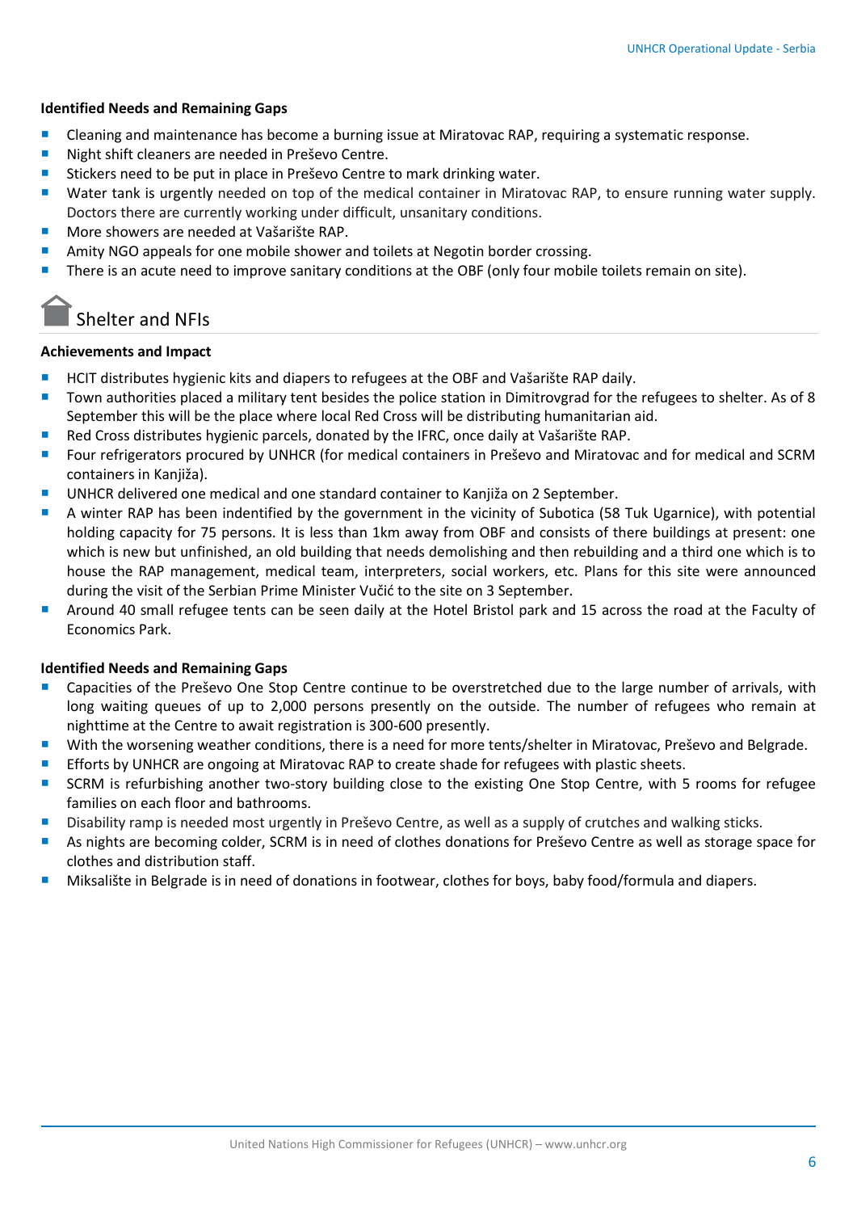#### Identified Needs and Remaining Gaps

- Cleaning and maintenance has become a burning issue at Miratovac RAP, requiring a systematic response.
- Night shift cleaners are needed in Preševo Centre.
- Stickers need to be put in place in Preševo Centre to mark drinking water.
- Water tank is urgently needed on top of the medical container in Miratovac RAP, to ensure running water supply. Doctors there are currently working under difficult, unsanitary conditions.
- More showers are needed at Vašarište RAP.
- Amity NGO appeals for one mobile shower and toilets at Negotin border crossing.
- There is an acute need to improve sanitary conditions at the OBF (only four mobile toilets remain on site).

## Shelter and NFIs

#### Achievements and Impact

- HCIT distributes hygienic kits and diapers to refugees at the OBF and Vašarište RAP daily.
- Town authorities placed a military tent besides the police station in Dimitrovgrad for the refugees to shelter. As of 8 September this will be the place where local Red Cross will be distributing humanitarian aid.
- Red Cross distributes hygienic parcels, donated by the IFRC, once daily at Vašarište RAP.
- Four refrigerators procured by UNHCR (for medical containers in Preševo and Miratovac and for medical and SCRM containers in Kanjiža).
- UNHCR delivered one medical and one standard container to Kanjiža on 2 September.
- A winter RAP has been indentified by the government in the vicinity of Subotica (58 Tuk Ugarnice), with potential holding capacity for 75 persons. It is less than 1km away from OBF and consists of there buildings at present: one which is new but unfinished, an old building that needs demolishing and then rebuilding and a third one which is to house the RAP management, medical team, interpreters, social workers, etc. Plans for this site were announced during the visit of the Serbian Prime Minister Vučić to the site on 3 September.
- Around 40 small refugee tents can be seen daily at the Hotel Bristol park and 15 across the road at the Faculty of Economics Park.

#### Identified Needs and Remaining Gaps

- Capacities of the Preševo One Stop Centre continue to be overstretched due to the large number of arrivals, with long waiting queues of up to 2,000 persons presently on the outside. The number of refugees who remain at nighttime at the Centre to await registration is 300-600 presently.
- With the worsening weather conditions, there is a need for more tents/shelter in Miratovac, Preševo and Belgrade.
- Efforts by UNHCR are ongoing at Miratovac RAP to create shade for refugees with plastic sheets.
- SCRM is refurbishing another two-story building close to the existing One Stop Centre, with 5 rooms for refugee families on each floor and bathrooms.
- Disability ramp is needed most urgently in Preševo Centre, as well as a supply of crutches and walking sticks.
- As nights are becoming colder, SCRM is in need of clothes donations for Preševo Centre as well as storage space for clothes and distribution staff.
- Miksalište in Belgrade is in need of donations in footwear, clothes for boys, baby food/formula and diapers.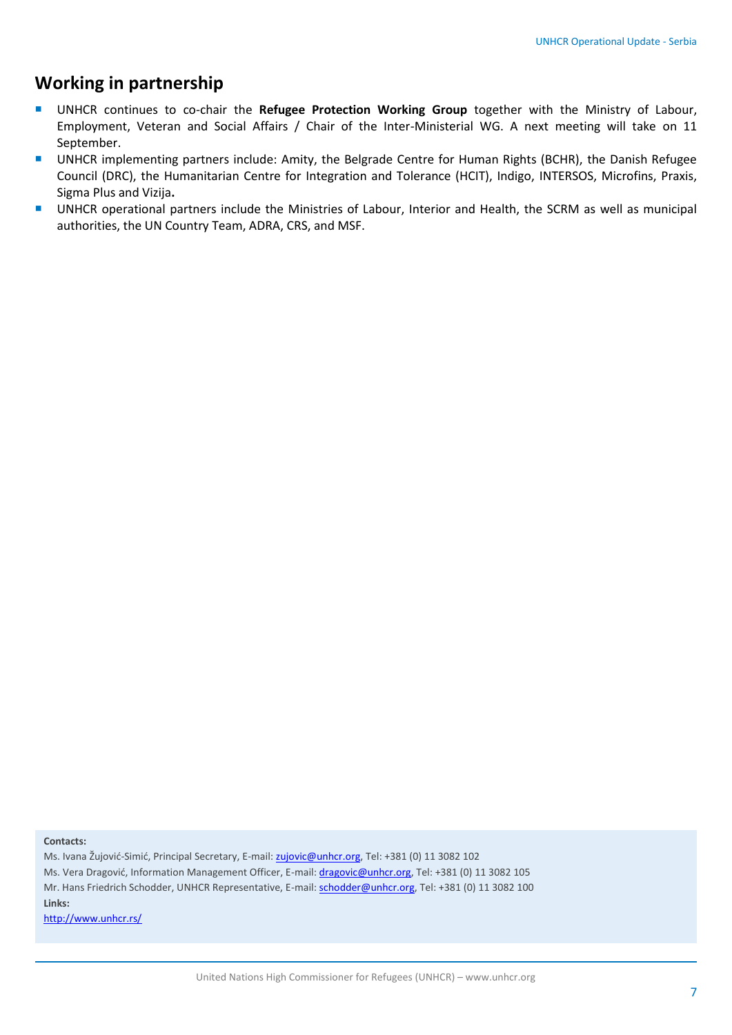## Working in partnership

- UNHCR continues to co-chair the **Refugee Protection Working Group** together with the Ministry of Labour, Employment, Veteran and Social Affairs / Chair of the Inter-Ministerial WG. A next meeting will take on 11 September.
- UNHCR implementing partners include: Amity, the Belgrade Centre for Human Rights (BCHR), the Danish Refugee Council (DRC), the Humanitarian Centre for Integration and Tolerance (HCIT), Indigo, INTERSOS, Microfins, Praxis, Sigma Plus and Vizija**.**
- UNHCR operational partners include the Ministries of Labour, Interior and Health, the SCRM as well as municipal authorities, the UN Country Team, ADRA, CRS, and MSF.

**Contacts:**

Ms. Ivana Žujović-Simić, Principal Secretary, E-mail: zujovic@unhcr.org, Tel: +381 (0) 11 3082 102

Ms. Vera Dragović, Information Management Officer, E-mail: dragovic@unhcr.org, Tel: +381 (0) 11 3082 105

Mr. Hans Friedrich Schodder, UNHCR Representative, E-mail: schodder@unhcr.org, Tel: +381 (0) 11 3082 100

**Links:**

http://www.unhcr.rs/